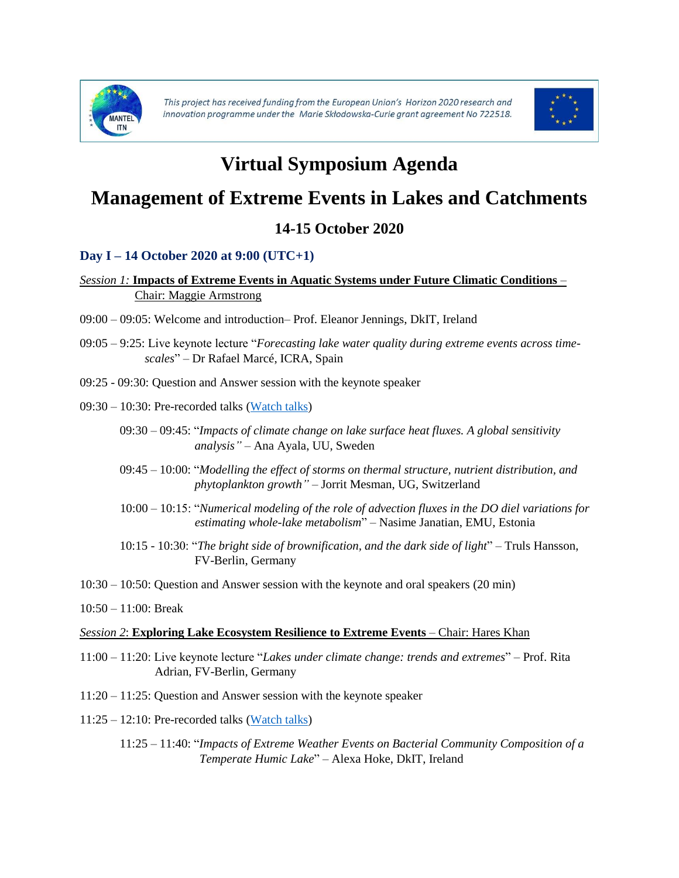This project has received funding from the European Union's Horizon 2020 research and innovation programme under the Marie Skłodowska-Curie grant agreement No 722518.

# Virtual Symposium Agenda

# Management of Extreme Events in Lakes and Catchments

## 14-15 October 2020

### Day I – 14 October 2020 at 9:00 (UTC+1)

*Session 1:* **Impacts of Extreme Events in Aquatic Systems under Future Climatic Conditions** – Chair: Maggie Armstrong

09:00 – 09:05: Welcome and introduction– Prof. Eleanor Jennings, DkIT, Ireland

09:05 – 9:25: Live keynote lecture "*Forecasting lake water quality during extreme events across time-scales*" – Dr Rafael Marcé, ICRA, Spain

09:25 - 09:30: Question and Answer session with the keynote speaker

09:30 – 10:30: Pre-recorded talks (Watch talks)

- 09:30 – 09:45: "*Impacts of climate change on lake surface heat fluxes. A global sensitivity analysis"* – Ana Ayala, UU, Sweden
- 09:45 – 10:00: "*Modelling the effect of storms on thermal structure, nutrient distribution, and phytoplankton growth"* – Jorrit Mesman, UG, Switzerland
- 10:00 – 10:15: "*Numerical modeling of the role of advection fluxes in the DO diel variations for estimating whole-lake metabolism*" – Nasime Janatian, EMU, Estonia
- 10:15 - 10:30: "*The bright side of brownification, and the dark side of light*" – Truls Hansson, FV-Berlin, Germany

10:30 – 10:50: Question and Answer session with the keynote and oral speakers (20 min)

10:50 – 11:00: Break

*Session 2*: **Exploring Lake Ecosystem Resilience to Extreme Events** – Chair: Hares Khan

11:00 – 11:20: Live keynote lecture "*Lakes under climate change: trends and extremes*" – Prof. Rita Adrian, FV-Berlin, Germany

11:20 – 11:25: Question and Answer session with the keynote speaker

11:25 – 12:10: Pre-recorded talks (Watch talks)

- 11:25 – 11:40: "*Impacts of Extreme Weather Events on Bacterial Community Composition of a Temperate Humic Lake*" – Alexa Hoke, DkIT, Ireland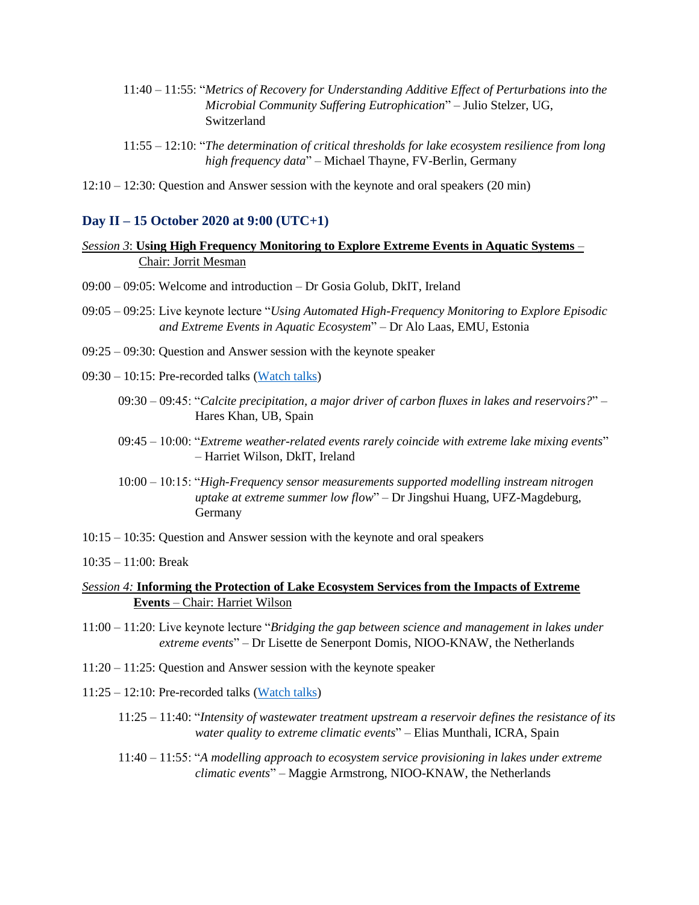11:40 – 11:55: "*Metrics of Recovery for Understanding Additive Effect of Perturbations into the Microbial Community Suffering Eutrophication*" – Julio Stelzer, UG, Switzerland

11:55 – 12:10: "*The determination of critical thresholds for lake ecosystem resilience from long high frequency data*" – Michael Thayne, FV-Berlin, Germany

12:10 – 12:30: Question and Answer session with the keynote and oral speakers (20 min)

## Day II – 15 October 2020 at 9:00 (UTC+1)

*Session 3*: **Using High Frequency Monitoring to Explore Extreme Events in Aquatic Systems** – Chair: Jorrit Mesman

09:00 – 09:05: Welcome and introduction – Dr Gosia Golub, DkIT, Ireland

09:05 – 09:25: Live keynote lecture "*Using Automated High-Frequency Monitoring to Explore Episodic and Extreme Events in Aquatic Ecosystem*" – Dr Alo Laas, EMU, Estonia

09:25 – 09:30: Question and Answer session with the keynote speaker

09:30 – 10:15: Pre-recorded talks (Watch talks)

- 09:30 – 09:45: "*Calcite precipitation, a major driver of carbon fluxes in lakes and reservoirs?*" – Hares Khan, UB, Spain
- 09:45 – 10:00: "*Extreme weather-related events rarely coincide with extreme lake mixing events*" – Harriet Wilson, DkIT, Ireland
- 10:00 – 10:15: "*High-Frequency sensor measurements supported modelling instream nitrogen uptake at extreme summer low flow*" – Dr Jingshui Huang, UFZ-Magdeburg, Germany

10:15 – 10:35: Question and Answer session with the keynote and oral speakers

10:35 – 11:00: Break

*Session 4:* **Informing the Protection of Lake Ecosystem Services from the Impacts of Extreme Events** – Chair: Harriet Wilson

11:00 – 11:20: Live keynote lecture "*Bridging the gap between science and management in lakes under extreme events*" – Dr Lisette de Senerpont Domis, NIOO-KNAW, the Netherlands

11:20 – 11:25: Question and Answer session with the keynote speaker

11:25 – 12:10: Pre-recorded talks (Watch talks)

- 11:25 – 11:40: "*Intensity of wastewater treatment upstream a reservoir defines the resistance of its water quality to extreme climatic events*" – Elias Munthali, ICRA, Spain
- 11:40 – 11:55: "*A modelling approach to ecosystem service provisioning in lakes under extreme climatic events*" – Maggie Armstrong, NIOO-KNAW, the Netherlands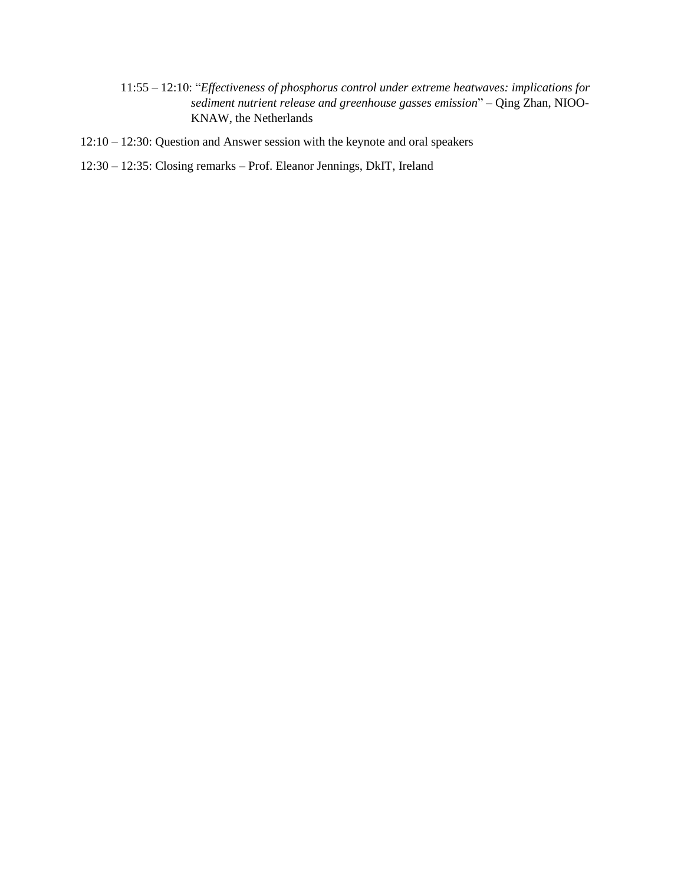11:55 – 12:10: "*Effectiveness of phosphorus control under extreme heatwaves: implications for sediment nutrient release and greenhouse gasses emission*" – Qing Zhan, NIOO-KNAW, the Netherlands

12:10 – 12:30: Question and Answer session with the keynote and oral speakers

12:30 – 12:35: Closing remarks – Prof. Eleanor Jennings, DkIT, Ireland